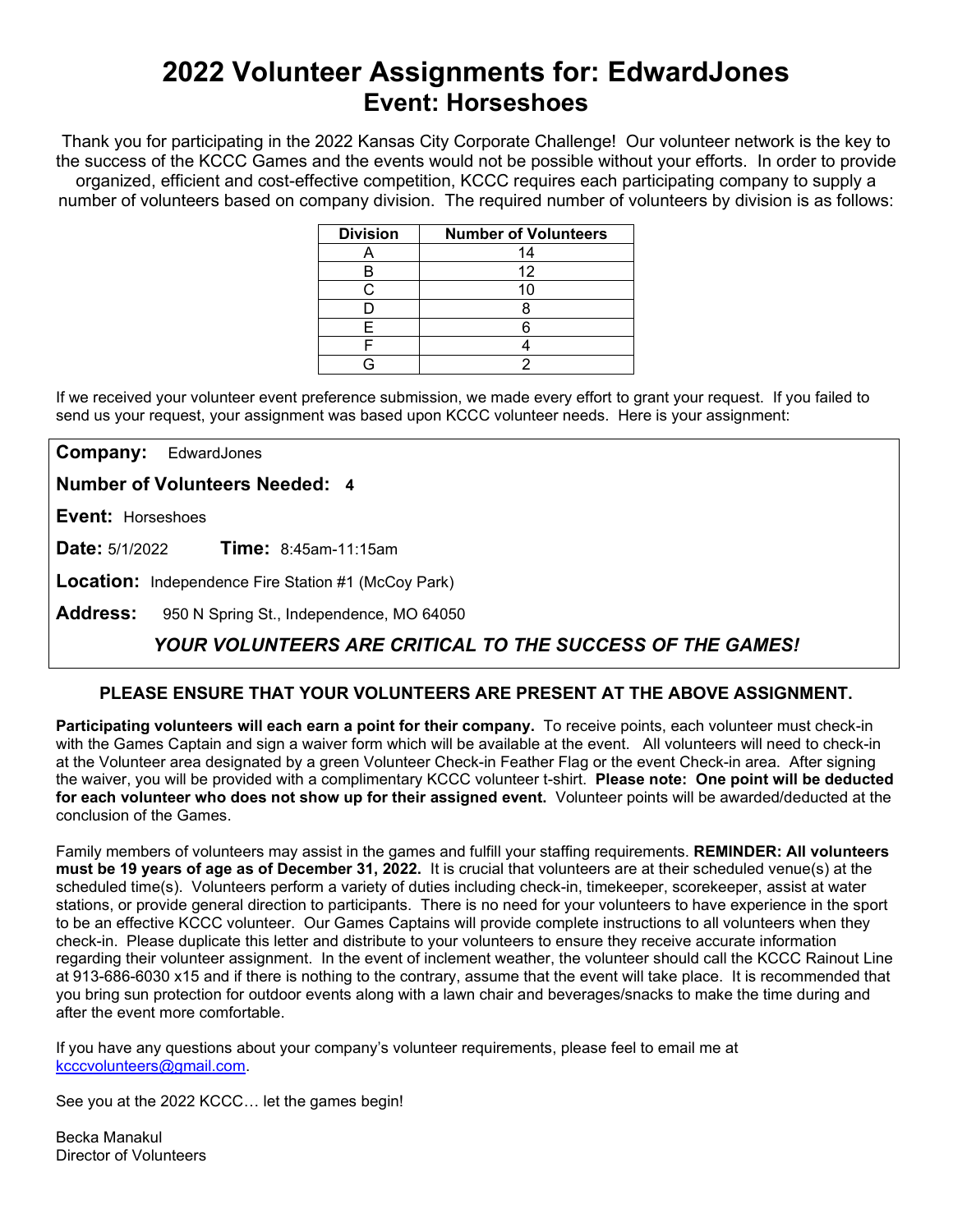# 2022 Volunteer Assignments for: EdwardJones
## Event: Horseshoes

Thank you for participating in the 2022 Kansas City Corporate Challenge! Our volunteer network is the key to the success of the KCCC Games and the events would not be possible without your efforts. In order to provide organized, efficient and cost-effective competition, KCCC requires each participating company to supply a number of volunteers based on company division. The required number of volunteers by division is as follows:

| Division | Number of Volunteers |
|---|---|
| A | 14 |
| B | 12 |
| C | 10 |
| D | 8 |
| E | 6 |
| F | 4 |
| G | 2 |

If we received your volunteer event preference submission, we made every effort to grant your request. If you failed to send us your request, your assignment was based upon KCCC volunteer needs. Here is your assignment:

**Company:** EdwardJones

**Number of Volunteers Needed: 4**

**Event:** Horseshoes

**Date:** 5/1/2022 **Time:** 8:45am-11:15am

**Location:** Independence Fire Station #1 (McCoy Park)

**Address:** 950 N Spring St., Independence, MO 64050

***YOUR VOLUNTEERS ARE CRITICAL TO THE SUCCESS OF THE GAMES!***

**PLEASE ENSURE THAT YOUR VOLUNTEERS ARE PRESENT AT THE ABOVE ASSIGNMENT.**

**Participating volunteers will each earn a point for their company.** To receive points, each volunteer must check-in with the Games Captain and sign a waiver form which will be available at the event. All volunteers will need to check-in at the Volunteer area designated by a green Volunteer Check-in Feather Flag or the event Check-in area. After signing the waiver, you will be provided with a complimentary KCCC volunteer t-shirt. **Please note: One point will be deducted for each volunteer who does not show up for their assigned event.** Volunteer points will be awarded/deducted at the conclusion of the Games.

Family members of volunteers may assist in the games and fulfill your staffing requirements. **REMINDER: All volunteers must be 19 years of age as of December 31, 2022.** It is crucial that volunteers are at their scheduled venue(s) at the scheduled time(s). Volunteers perform a variety of duties including check-in, timekeeper, scorekeeper, assist at water stations, or provide general direction to participants. There is no need for your volunteers to have experience in the sport to be an effective KCCC volunteer. Our Games Captains will provide complete instructions to all volunteers when they check-in. Please duplicate this letter and distribute to your volunteers to ensure they receive accurate information regarding their volunteer assignment. In the event of inclement weather, the volunteer should call the KCCC Rainout Line at 913-686-6030 x15 and if there is nothing to the contrary, assume that the event will take place. It is recommended that you bring sun protection for outdoor events along with a lawn chair and beverages/snacks to make the time during and after the event more comfortable.

If you have any questions about your company's volunteer requirements, please feel to email me at kcccvolunteers@gmail.com.

See you at the 2022 KCCC… let the games begin!

Becka Manakul
Director of Volunteers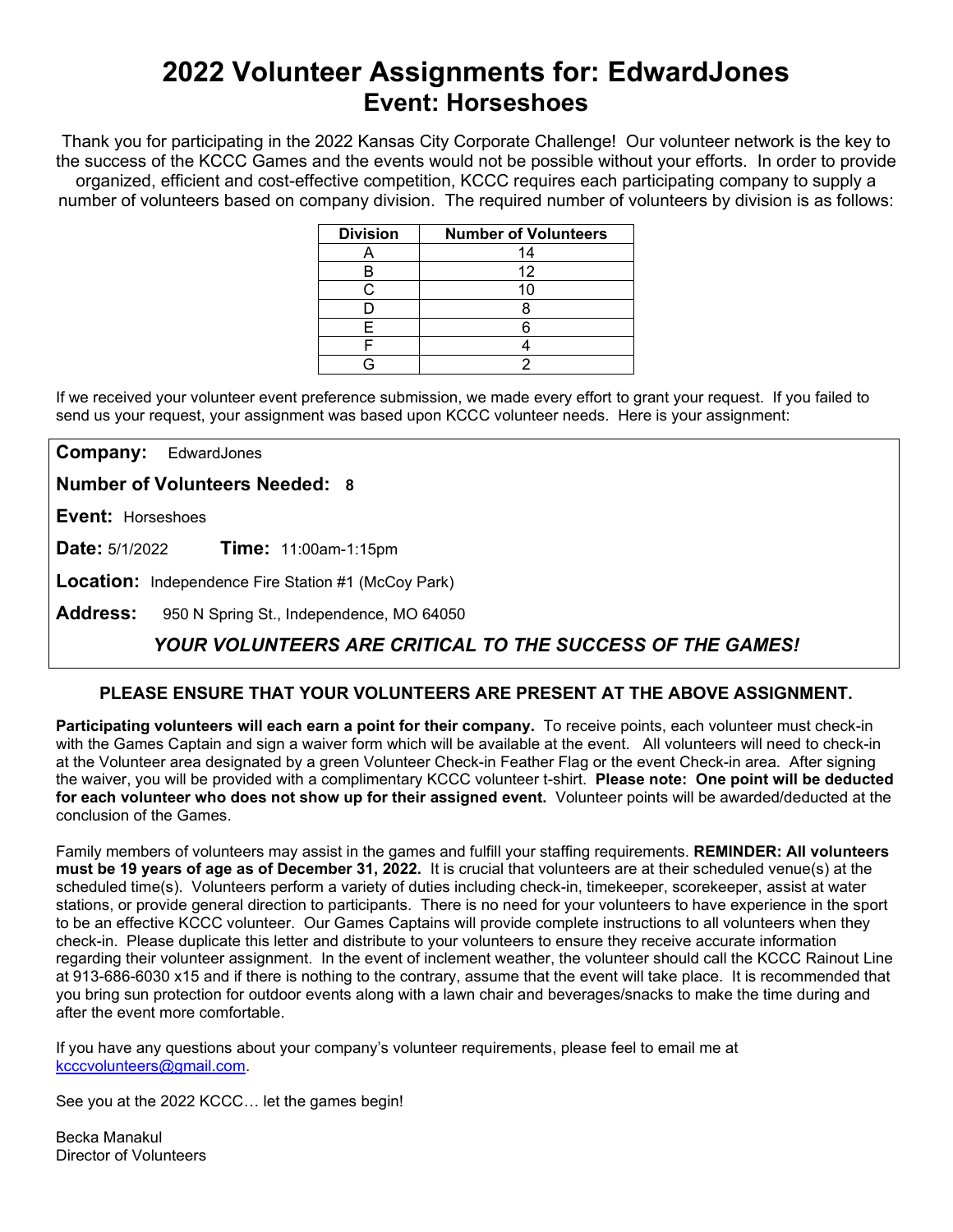# 2022 Volunteer Assignments for: EdwardJones
## Event: Horseshoes

Thank you for participating in the 2022 Kansas City Corporate Challenge! Our volunteer network is the key to the success of the KCCC Games and the events would not be possible without your efforts. In order to provide organized, efficient and cost-effective competition, KCCC requires each participating company to supply a number of volunteers based on company division. The required number of volunteers by division is as follows:

| Division | Number of Volunteers |
|---|---|
| A | 14 |
| B | 12 |
| C | 10 |
| D | 8 |
| E | 6 |
| F | 4 |
| G | 2 |

If we received your volunteer event preference submission, we made every effort to grant your request. If you failed to send us your request, your assignment was based upon KCCC volunteer needs. Here is your assignment:

**Company:** EdwardJones

**Number of Volunteers Needed:** **8**

**Event:** Horseshoes

**Date:** 5/1/2022 **Time:** 11:00am-1:15pm

**Location:** Independence Fire Station #1 (McCoy Park)

**Address:** 950 N Spring St., Independence, MO 64050

***YOUR VOLUNTEERS ARE CRITICAL TO THE SUCCESS OF THE GAMES!***

**PLEASE ENSURE THAT YOUR VOLUNTEERS ARE PRESENT AT THE ABOVE ASSIGNMENT.**

**Participating volunteers will each earn a point for their company.** To receive points, each volunteer must check-in with the Games Captain and sign a waiver form which will be available at the event. All volunteers will need to check-in at the Volunteer area designated by a green Volunteer Check-in Feather Flag or the event Check-in area. After signing the waiver, you will be provided with a complimentary KCCC volunteer t-shirt. **Please note: One point will be deducted for each volunteer who does not show up for their assigned event.** Volunteer points will be awarded/deducted at the conclusion of the Games.

Family members of volunteers may assist in the games and fulfill your staffing requirements. **REMINDER: All volunteers must be 19 years of age as of December 31, 2022.** It is crucial that volunteers are at their scheduled venue(s) at the scheduled time(s). Volunteers perform a variety of duties including check-in, timekeeper, scorekeeper, assist at water stations, or provide general direction to participants. There is no need for your volunteers to have experience in the sport to be an effective KCCC volunteer. Our Games Captains will provide complete instructions to all volunteers when they check-in. Please duplicate this letter and distribute to your volunteers to ensure they receive accurate information regarding their volunteer assignment. In the event of inclement weather, the volunteer should call the KCCC Rainout Line at 913-686-6030 x15 and if there is nothing to the contrary, assume that the event will take place. It is recommended that you bring sun protection for outdoor events along with a lawn chair and beverages/snacks to make the time during and after the event more comfortable.

If you have any questions about your company's volunteer requirements, please feel to email me at kcccvolunteers@gmail.com.

See you at the 2022 KCCC… let the games begin!

Becka Manakul
Director of Volunteers